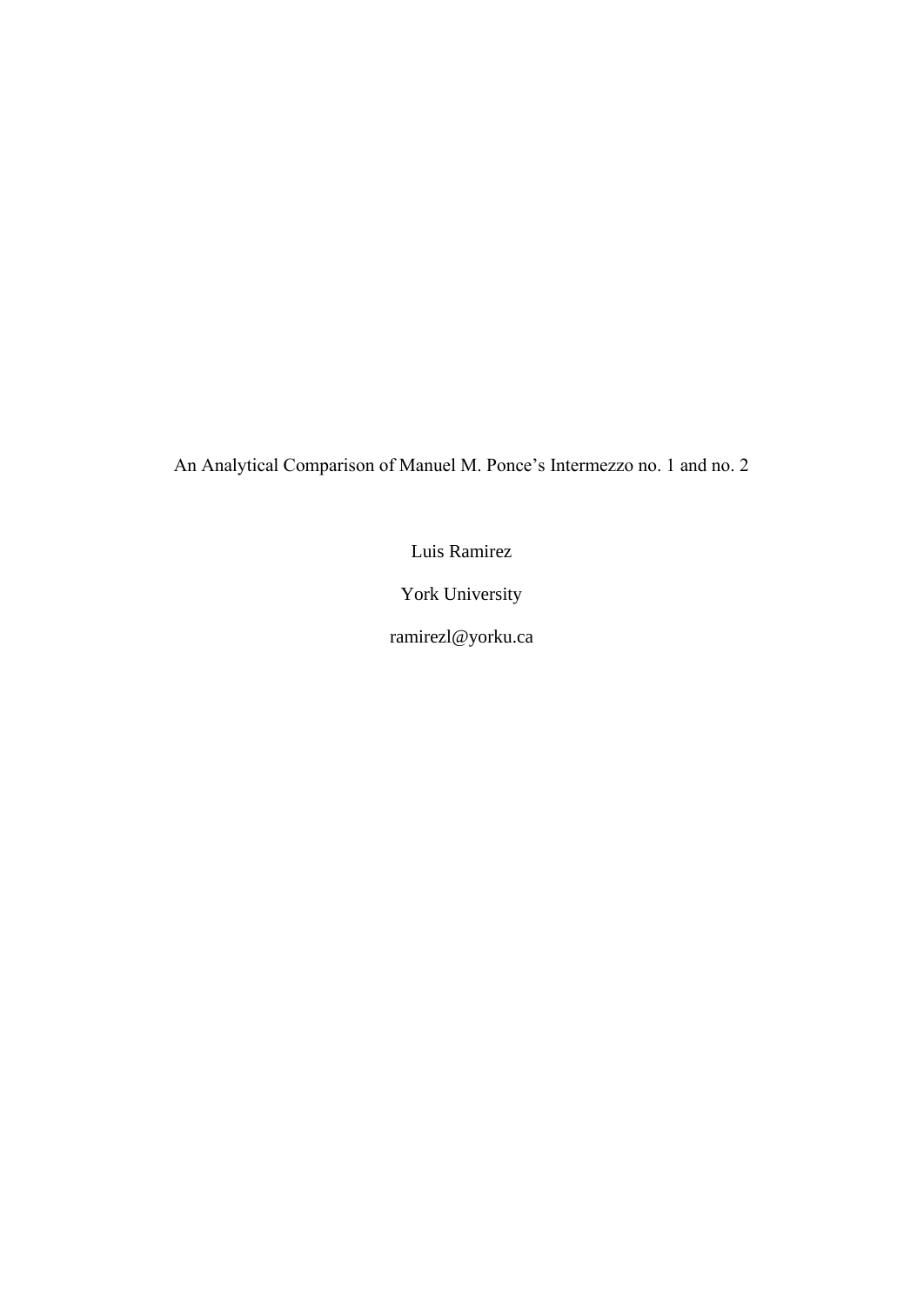# An Analytical Comparison of Manuel M. Ponce's Intermezzo no. 1 and no. 2

Luis Ramirez

York University

ramirezl@yorku.ca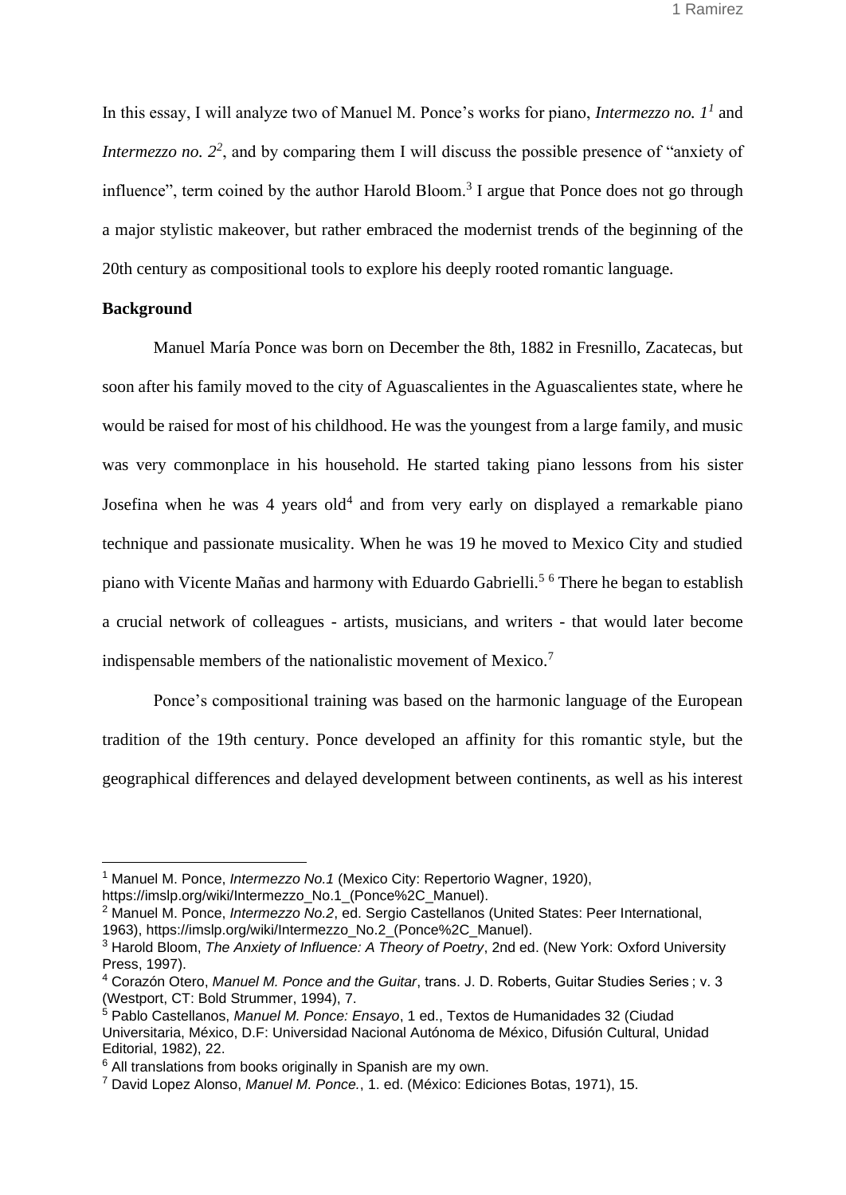In this essay, I will analyze two of Manuel M. Ponce's works for piano, *Intermezzo no. 1*[1] and *Intermezzo no. 2*[2], and by comparing them I will discuss the possible presence of "anxiety of influence", term coined by the author Harold Bloom.[3] I argue that Ponce does not go through a major stylistic makeover, but rather embraced the modernist trends of the beginning of the 20th century as compositional tools to explore his deeply rooted romantic language.

**Background**

Manuel María Ponce was born on December the 8th, 1882 in Fresnillo, Zacatecas, but soon after his family moved to the city of Aguascalientes in the Aguascalientes state, where he would be raised for most of his childhood. He was the youngest from a large family, and music was very commonplace in his household. He started taking piano lessons from his sister Josefina when he was 4 years old[4] and from very early on displayed a remarkable piano technique and passionate musicality. When he was 19 he moved to Mexico City and studied piano with Vicente Mañas and harmony with Eduardo Gabrielli.[5] [6] There he began to establish a crucial network of colleagues - artists, musicians, and writers - that would later become indispensable members of the nationalistic movement of Mexico.[7]

Ponce's compositional training was based on the harmonic language of the European tradition of the 19th century. Ponce developed an affinity for this romantic style, but the geographical differences and delayed development between continents, as well as his interest

---

[1] Manuel M. Ponce, *Intermezzo No.1* (Mexico City: Repertorio Wagner, 1920), https://imslp.org/wiki/Intermezzo_No.1_(Ponce%2C_Manuel).

[2] Manuel M. Ponce, *Intermezzo No.2*, ed. Sergio Castellanos (United States: Peer International, 1963), https://imslp.org/wiki/Intermezzo_No.2_(Ponce%2C_Manuel).

[3] Harold Bloom, *The Anxiety of Influence: A Theory of Poetry*, 2nd ed. (New York: Oxford University Press, 1997).

[4] Corazón Otero, *Manuel M. Ponce and the Guitar*, trans. J. D. Roberts, Guitar Studies Series ; v. 3 (Westport, CT: Bold Strummer, 1994), 7.

[5] Pablo Castellanos, *Manuel M. Ponce: Ensayo*, 1 ed., Textos de Humanidades 32 (Ciudad Universitaria, México, D.F: Universidad Nacional Autónoma de México, Difusión Cultural, Unidad Editorial, 1982), 22.

[6] All translations from books originally in Spanish are my own.

[7] David Lopez Alonso, *Manuel M. Ponce.*, 1. ed. (México: Ediciones Botas, 1971), 15.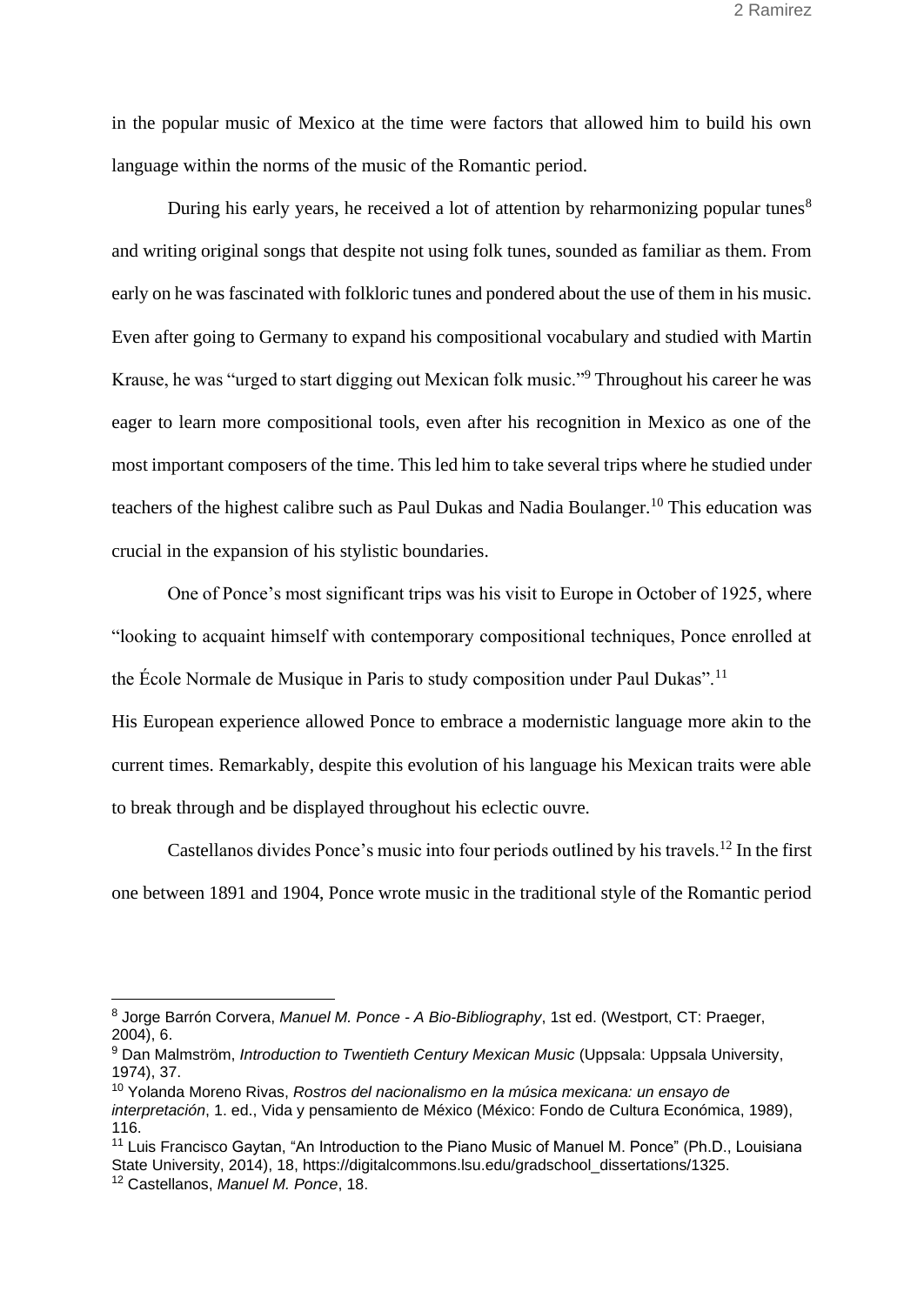in the popular music of Mexico at the time were factors that allowed him to build his own language within the norms of the music of the Romantic period.

During his early years, he received a lot of attention by reharmonizing popular tunes[8] and writing original songs that despite not using folk tunes, sounded as familiar as them. From early on he was fascinated with folkloric tunes and pondered about the use of them in his music. Even after going to Germany to expand his compositional vocabulary and studied with Martin Krause, he was "urged to start digging out Mexican folk music."[9] Throughout his career he was eager to learn more compositional tools, even after his recognition in Mexico as one of the most important composers of the time. This led him to take several trips where he studied under teachers of the highest calibre such as Paul Dukas and Nadia Boulanger.[10] This education was crucial in the expansion of his stylistic boundaries.

One of Ponce's most significant trips was his visit to Europe in October of 1925, where "looking to acquaint himself with contemporary compositional techniques, Ponce enrolled at the École Normale de Musique in Paris to study composition under Paul Dukas".[11]

His European experience allowed Ponce to embrace a modernistic language more akin to the current times. Remarkably, despite this evolution of his language his Mexican traits were able to break through and be displayed throughout his eclectic ouvre.

Castellanos divides Ponce's music into four periods outlined by his travels.[12] In the first one between 1891 and 1904, Ponce wrote music in the traditional style of the Romantic period

---

[8] Jorge Barrón Corvera, *Manuel M. Ponce - A Bio-Bibliography*, 1st ed. (Westport, CT: Praeger, 2004), 6.

[9] Dan Malmström, *Introduction to Twentieth Century Mexican Music* (Uppsala: Uppsala University, 1974), 37.

[10] Yolanda Moreno Rivas, *Rostros del nacionalismo en la música mexicana: un ensayo de interpretación*, 1. ed., Vida y pensamiento de México (México: Fondo de Cultura Económica, 1989), 116.

[11] Luis Francisco Gaytan, "An Introduction to the Piano Music of Manuel M. Ponce" (Ph.D., Louisiana State University, 2014), 18, https://digitalcommons.lsu.edu/gradschool_dissertations/1325.

[12] Castellanos, *Manuel M. Ponce*, 18.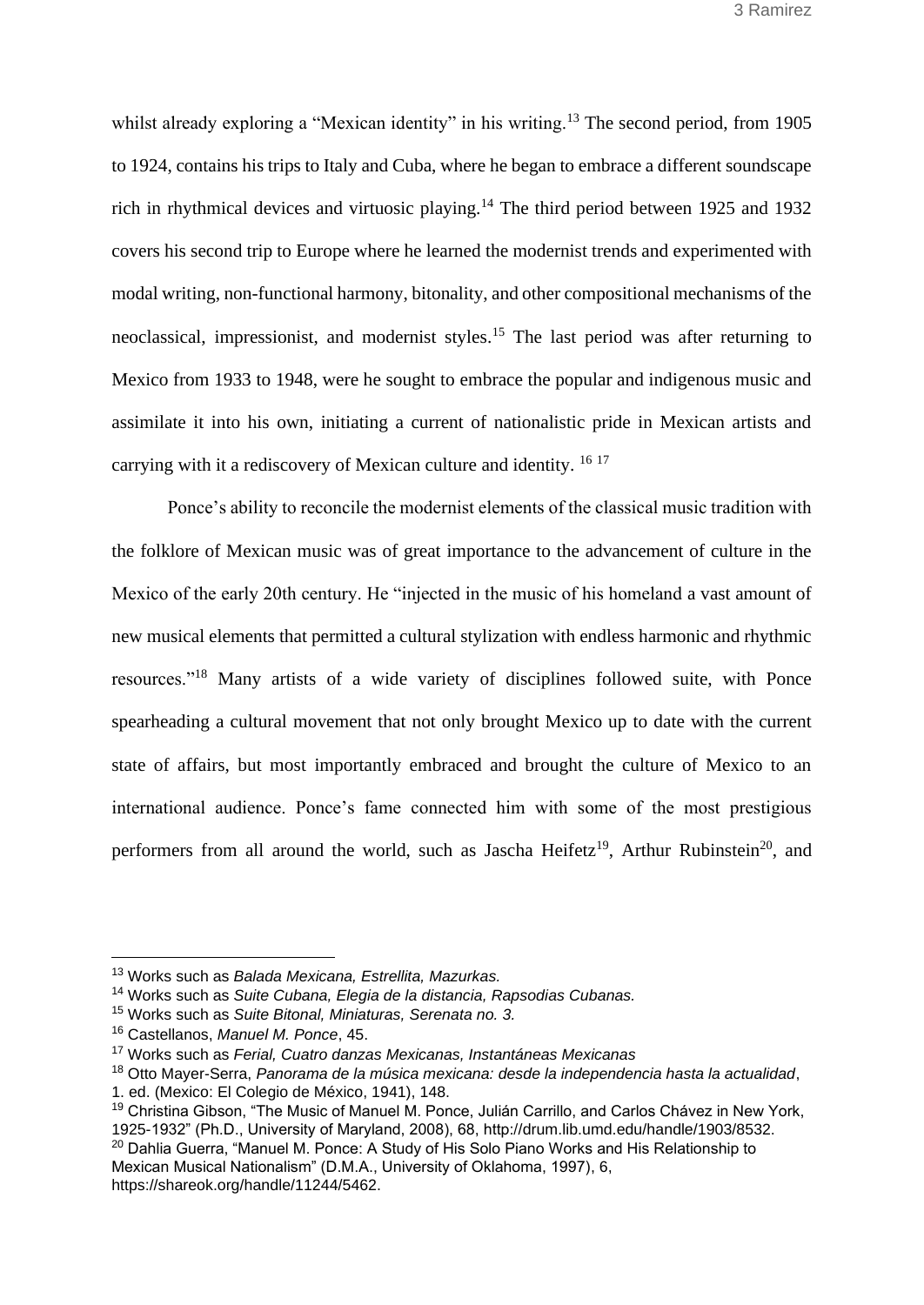whilst already exploring a "Mexican identity" in his writing.[13] The second period, from 1905 to 1924, contains his trips to Italy and Cuba, where he began to embrace a different soundscape rich in rhythmical devices and virtuosic playing.[14] The third period between 1925 and 1932 covers his second trip to Europe where he learned the modernist trends and experimented with modal writing, non-functional harmony, bitonality, and other compositional mechanisms of the neoclassical, impressionist, and modernist styles.[15] The last period was after returning to Mexico from 1933 to 1948, were he sought to embrace the popular and indigenous music and assimilate it into his own, initiating a current of nationalistic pride in Mexican artists and carrying with it a rediscovery of Mexican culture and identity. [16] [17]

Ponce's ability to reconcile the modernist elements of the classical music tradition with the folklore of Mexican music was of great importance to the advancement of culture in the Mexico of the early 20th century. He "injected in the music of his homeland a vast amount of new musical elements that permitted a cultural stylization with endless harmonic and rhythmic resources."[18] Many artists of a wide variety of disciplines followed suite, with Ponce spearheading a cultural movement that not only brought Mexico up to date with the current state of affairs, but most importantly embraced and brought the culture of Mexico to an international audience. Ponce's fame connected him with some of the most prestigious performers from all around the world, such as Jascha Heifetz[19], Arthur Rubinstein[20], and

---

[13] Works such as *Balada Mexicana, Estrellita, Mazurkas.*

[14] Works such as *Suite Cubana, Elegia de la distancia, Rapsodias Cubanas.*

[15] Works such as *Suite Bitonal, Miniaturas, Serenata no. 3.*

[16] Castellanos, *Manuel M. Ponce*, 45.

[17] Works such as *Ferial, Cuatro danzas Mexicanas, Instantáneas Mexicanas*

[18] Otto Mayer-Serra, *Panorama de la música mexicana: desde la independencia hasta la actualidad*, 1. ed. (Mexico: El Colegio de México, 1941), 148.

[19] Christina Gibson, "The Music of Manuel M. Ponce, Julián Carrillo, and Carlos Chávez in New York, 1925-1932" (Ph.D., University of Maryland, 2008), 68, http://drum.lib.umd.edu/handle/1903/8532.

[20] Dahlia Guerra, "Manuel M. Ponce: A Study of His Solo Piano Works and His Relationship to Mexican Musical Nationalism" (D.M.A., University of Oklahoma, 1997), 6, https://shareok.org/handle/11244/5462.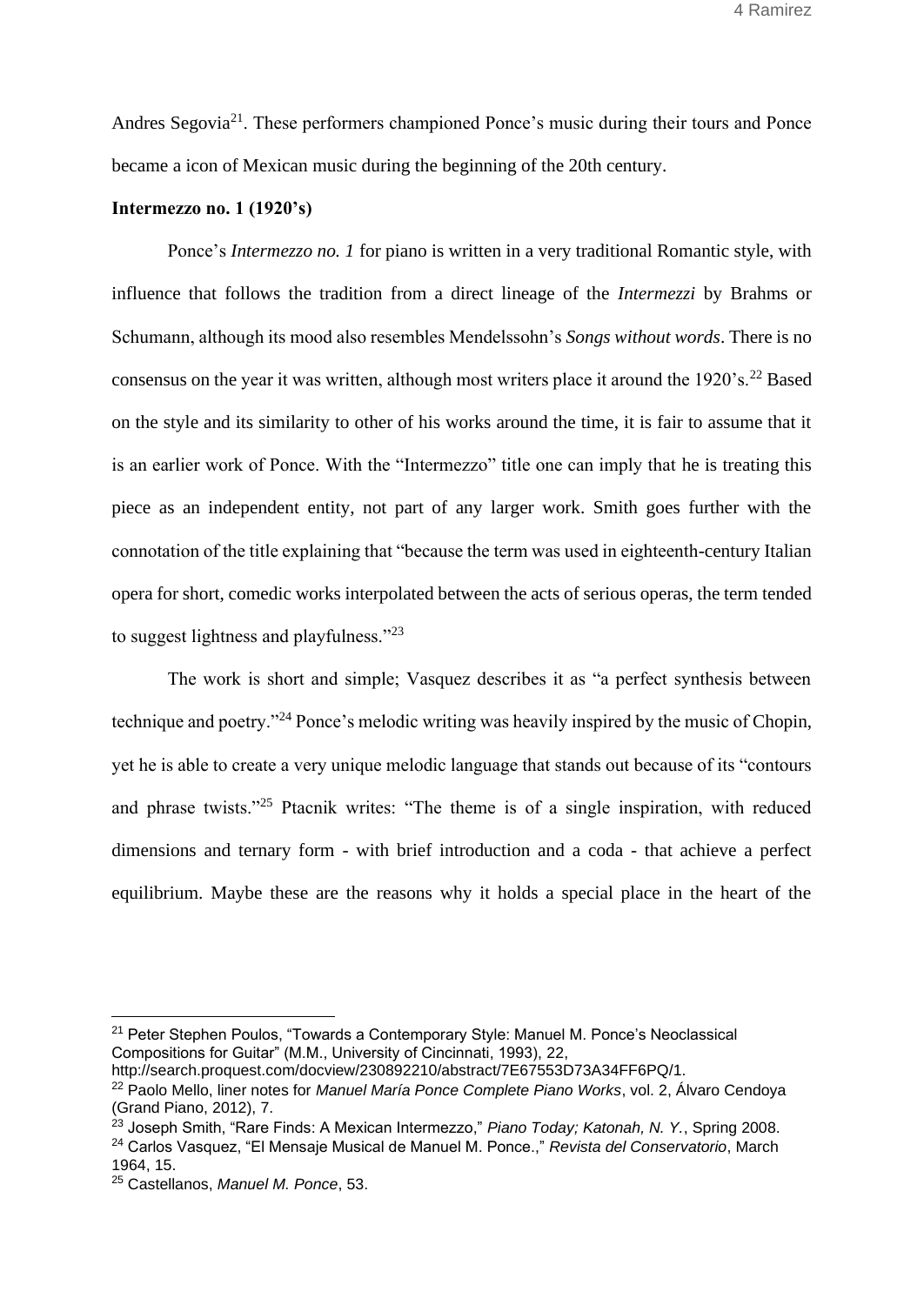Andres Segovia[21]. These performers championed Ponce's music during their tours and Ponce became a icon of Mexican music during the beginning of the 20th century.

**Intermezzo no. 1 (1920's)**

Ponce's *Intermezzo no. 1* for piano is written in a very traditional Romantic style, with influence that follows the tradition from a direct lineage of the *Intermezzi* by Brahms or Schumann, although its mood also resembles Mendelssohn's *Songs without words*. There is no consensus on the year it was written, although most writers place it around the 1920's.[22] Based on the style and its similarity to other of his works around the time, it is fair to assume that it is an earlier work of Ponce. With the "Intermezzo" title one can imply that he is treating this piece as an independent entity, not part of any larger work. Smith goes further with the connotation of the title explaining that "because the term was used in eighteenth-century Italian opera for short, comedic works interpolated between the acts of serious operas, the term tended to suggest lightness and playfulness."[23]

The work is short and simple; Vasquez describes it as "a perfect synthesis between technique and poetry."[24] Ponce's melodic writing was heavily inspired by the music of Chopin, yet he is able to create a very unique melodic language that stands out because of its "contours and phrase twists."[25] Ptacnik writes: "The theme is of a single inspiration, with reduced dimensions and ternary form - with brief introduction and a coda - that achieve a perfect equilibrium. Maybe these are the reasons why it holds a special place in the heart of the

---

[21] Peter Stephen Poulos, "Towards a Contemporary Style: Manuel M. Ponce's Neoclassical Compositions for Guitar" (M.M., University of Cincinnati, 1993), 22, http://search.proquest.com/docview/230892210/abstract/7E67553D73A34FF6PQ/1.

[22] Paolo Mello, liner notes for *Manuel María Ponce Complete Piano Works*, vol. 2, Álvaro Cendoya (Grand Piano, 2012), 7.

[23] Joseph Smith, "Rare Finds: A Mexican Intermezzo," *Piano Today; Katonah, N. Y.*, Spring 2008.

[24] Carlos Vasquez, "El Mensaje Musical de Manuel M. Ponce.," *Revista del Conservatorio*, March 1964, 15.

[25] Castellanos, *Manuel M. Ponce*, 53.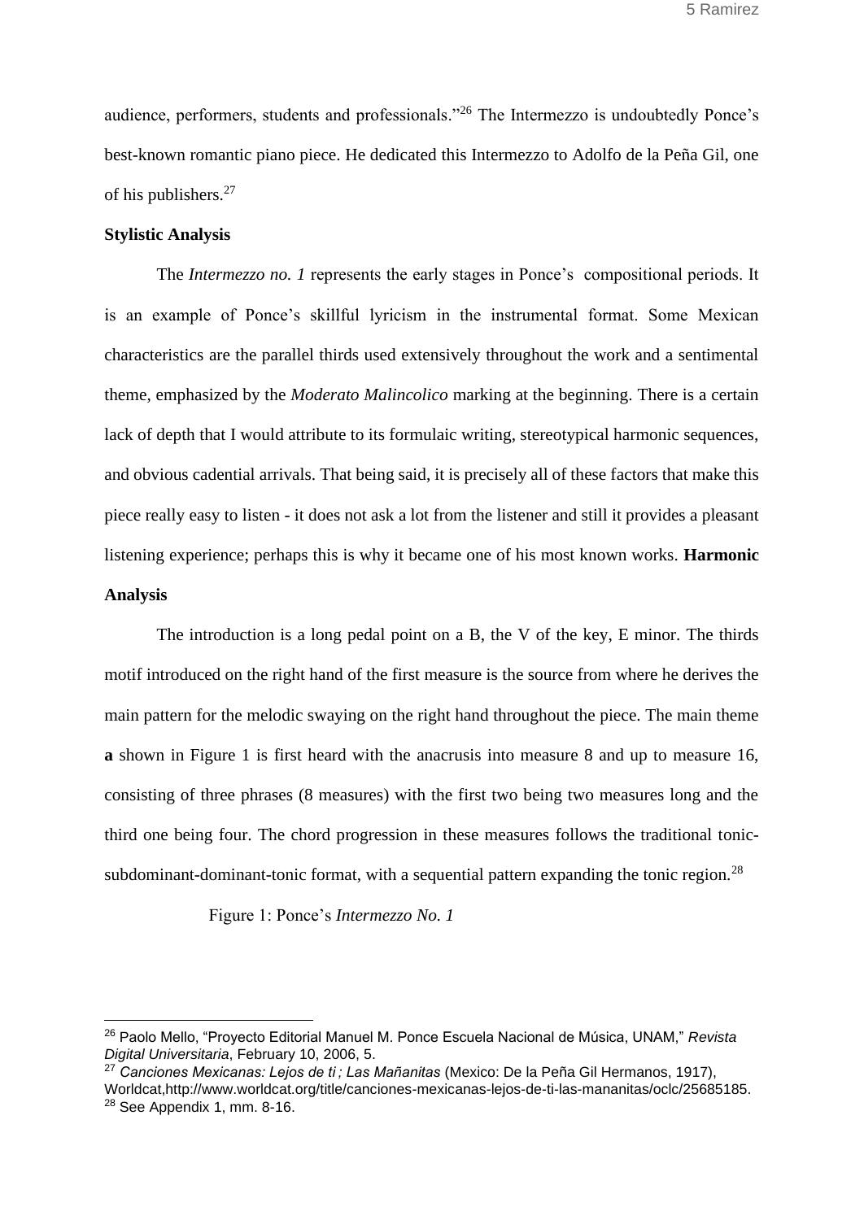audience, performers, students and professionals."[26] The Intermezzo is undoubtedly Ponce's best-known romantic piano piece. He dedicated this Intermezzo to Adolfo de la Peña Gil, one of his publishers.[27]

**Stylistic Analysis**

The *Intermezzo no. 1* represents the early stages in Ponce's  compositional periods. It is an example of Ponce's skillful lyricism in the instrumental format. Some Mexican characteristics are the parallel thirds used extensively throughout the work and a sentimental theme, emphasized by the *Moderato Malincolico* marking at the beginning. There is a certain lack of depth that I would attribute to its formulaic writing, stereotypical harmonic sequences, and obvious cadential arrivals. That being said, it is precisely all of these factors that make this piece really easy to listen - it does not ask a lot from the listener and still it provides a pleasant listening experience; perhaps this is why it became one of his most known works.

**Harmonic Analysis**

The introduction is a long pedal point on a B, the V of the key, E minor. The thirds motif introduced on the right hand of the first measure is the source from where he derives the main pattern for the melodic swaying on the right hand throughout the piece. The main theme **a** shown in Figure 1 is first heard with the anacrusis into measure 8 and up to measure 16, consisting of three phrases (8 measures) with the first two being two measures long and the third one being four. The chord progression in these measures follows the traditional tonic-subdominant-dominant-tonic format, with a sequential pattern expanding the tonic region.[28]

Figure 1: Ponce's *Intermezzo No. 1*

---

[26] Paolo Mello, "Proyecto Editorial Manuel M. Ponce Escuela Nacional de Música, UNAM," *Revista Digital Universitaria*, February 10, 2006, 5.

[27] *Canciones Mexicanas: Lejos de ti ; Las Mañanitas* (Mexico: De la Peña Gil Hermanos, 1917), Worldcat,http://www.worldcat.org/title/canciones-mexicanas-lejos-de-ti-las-mananitas/oclc/25685185.

[28] See Appendix 1, mm. 8-16.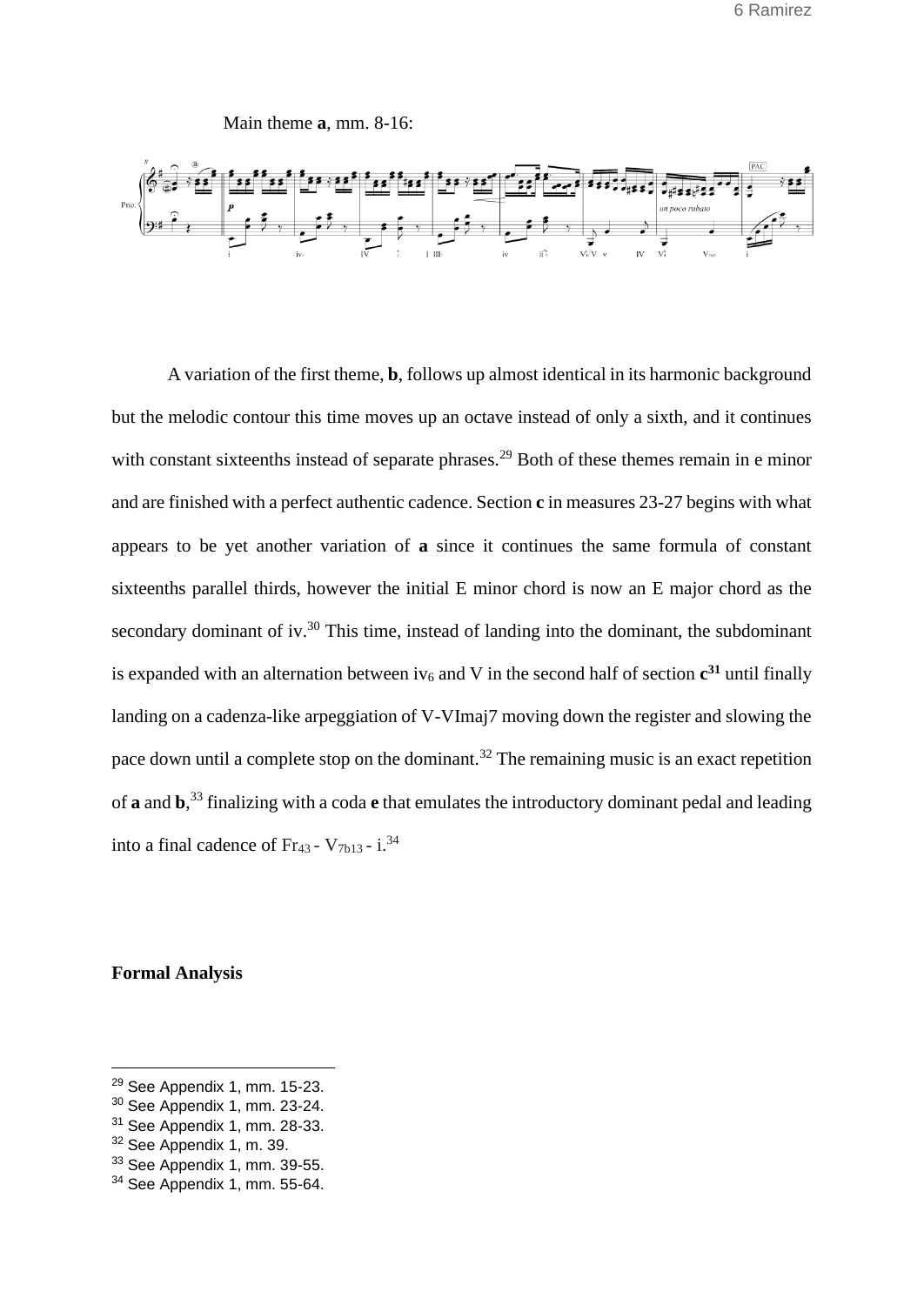Main theme **a**, mm. 8-16:

A variation of the first theme, **b**, follows up almost identical in its harmonic background but the melodic contour this time moves up an octave instead of only a sixth, and it continues with constant sixteenths instead of separate phrases.[29] Both of these themes remain in e minor and are finished with a perfect authentic cadence. Section **c** in measures 23-27 begins with what appears to be yet another variation of **a** since it continues the same formula of constant sixteenths parallel thirds, however the initial E minor chord is now an E major chord as the secondary dominant of iv.[30] This time, instead of landing into the dominant, the subdominant is expanded with an alternation between $iv_6$ and V in the second half of section **c**[31] until finally landing on a cadenza-like arpeggiation of V-VImaj7 moving down the register and slowing the pace down until a complete stop on the dominant.[32] The remaining music is an exact repetition of **a** and **b**,[33] finalizing with a coda **e** that emulates the introductory dominant pedal and leading into a final cadence of $Fr_{43}$ - $V_{7b13}$ - i.[34]

**Formal Analysis**

---

[29] See Appendix 1, mm. 15-23.
[30] See Appendix 1, mm. 23-24.
[31] See Appendix 1, mm. 28-33.
[32] See Appendix 1, m. 39.
[33] See Appendix 1, mm. 39-55.
[34] See Appendix 1, mm. 55-64.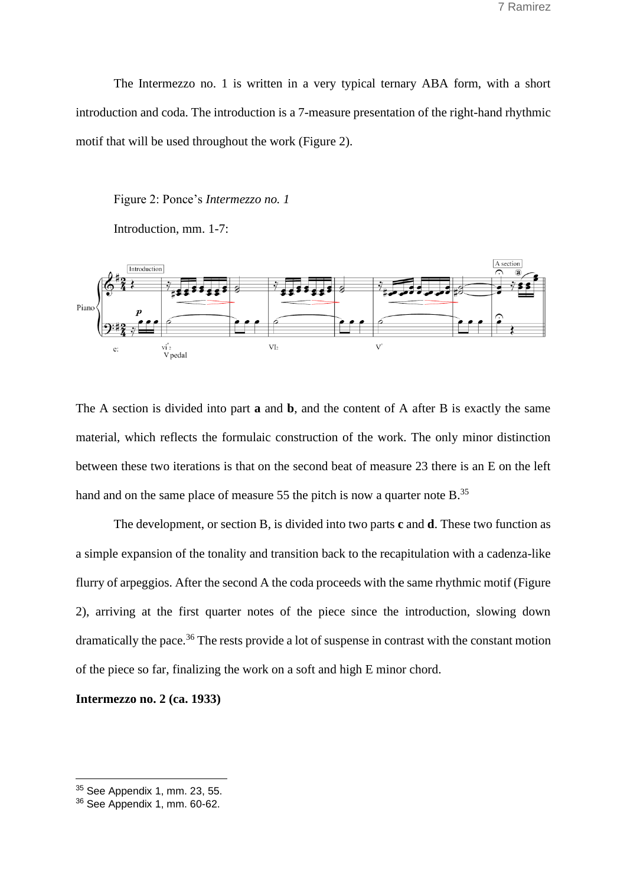The Intermezzo no. 1 is written in a very typical ternary ABA form, with a short introduction and coda. The introduction is a 7-measure presentation of the right-hand rhythmic motif that will be used throughout the work (Figure 2).

Figure 2: Ponce's *Intermezzo no. 1*

Introduction, mm. 1-7:

The A section is divided into part **a** and **b**, and the content of A after B is exactly the same material, which reflects the formulaic construction of the work. The only minor distinction between these two iterations is that on the second beat of measure 23 there is an E on the left hand and on the same place of measure 55 the pitch is now a quarter note B.[35]

The development, or section B, is divided into two parts **c** and **d**. These two function as a simple expansion of the tonality and transition back to the recapitulation with a cadenza-like flurry of arpeggios. After the second A the coda proceeds with the same rhythmic motif (Figure 2), arriving at the first quarter notes of the piece since the introduction, slowing down dramatically the pace.[36] The rests provide a lot of suspense in contrast with the constant motion of the piece so far, finalizing the work on a soft and high E minor chord.

**Intermezzo no. 2 (ca. 1933)**

[35] See Appendix 1, mm. 23, 55.

[36] See Appendix 1, mm. 60-62.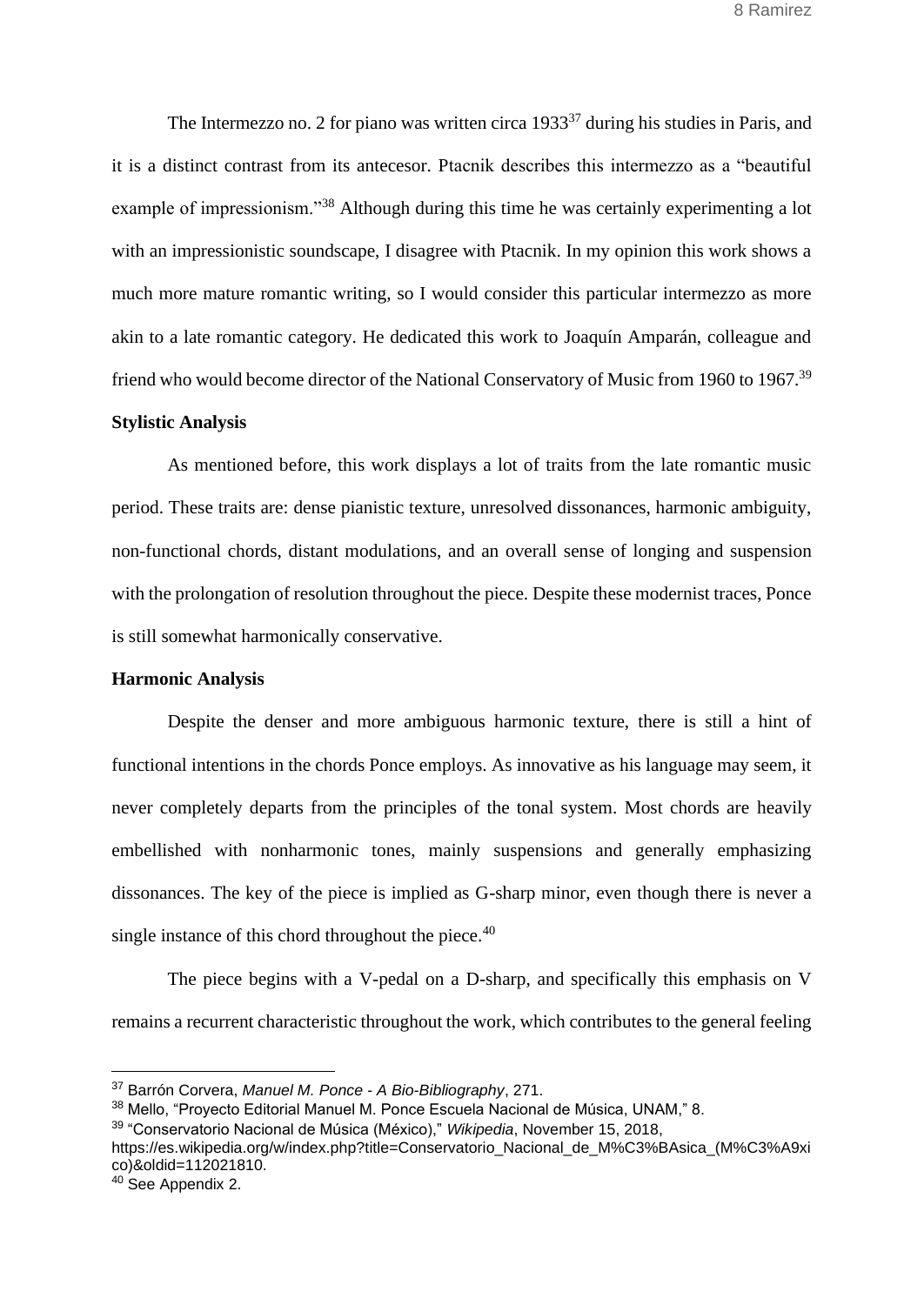The Intermezzo no. 2 for piano was written circa 1933[37] during his studies in Paris, and it is a distinct contrast from its antecesor. Ptacnik describes this intermezzo as a "beautiful example of impressionism."[38] Although during this time he was certainly experimenting a lot with an impressionistic soundscape, I disagree with Ptacnik. In my opinion this work shows a much more mature romantic writing, so I would consider this particular intermezzo as more akin to a late romantic category. He dedicated this work to Joaquín Amparán, colleague and friend who would become director of the National Conservatory of Music from 1960 to 1967.[39]

**Stylistic Analysis**

As mentioned before, this work displays a lot of traits from the late romantic music period. These traits are: dense pianistic texture, unresolved dissonances, harmonic ambiguity, non-functional chords, distant modulations, and an overall sense of longing and suspension with the prolongation of resolution throughout the piece. Despite these modernist traces, Ponce is still somewhat harmonically conservative.

**Harmonic Analysis**

Despite the denser and more ambiguous harmonic texture, there is still a hint of functional intentions in the chords Ponce employs. As innovative as his language may seem, it never completely departs from the principles of the tonal system. Most chords are heavily embellished with nonharmonic tones, mainly suspensions and generally emphasizing dissonances. The key of the piece is implied as G-sharp minor, even though there is never a single instance of this chord throughout the piece.[40]

The piece begins with a V-pedal on a D-sharp, and specifically this emphasis on V remains a recurrent characteristic throughout the work, which contributes to the general feeling

---

[37] Barrón Corvera, *Manuel M. Ponce - A Bio-Bibliography*, 271.

[38] Mello, "Proyecto Editorial Manuel M. Ponce Escuela Nacional de Música, UNAM," 8.

[39] "Conservatorio Nacional de Música (México)," *Wikipedia*, November 15, 2018, https://es.wikipedia.org/w/index.php?title=Conservatorio_Nacional_de_M%C3%BAsica_(M%C3%A9xico)&oldid=112021810.

[40] See Appendix 2.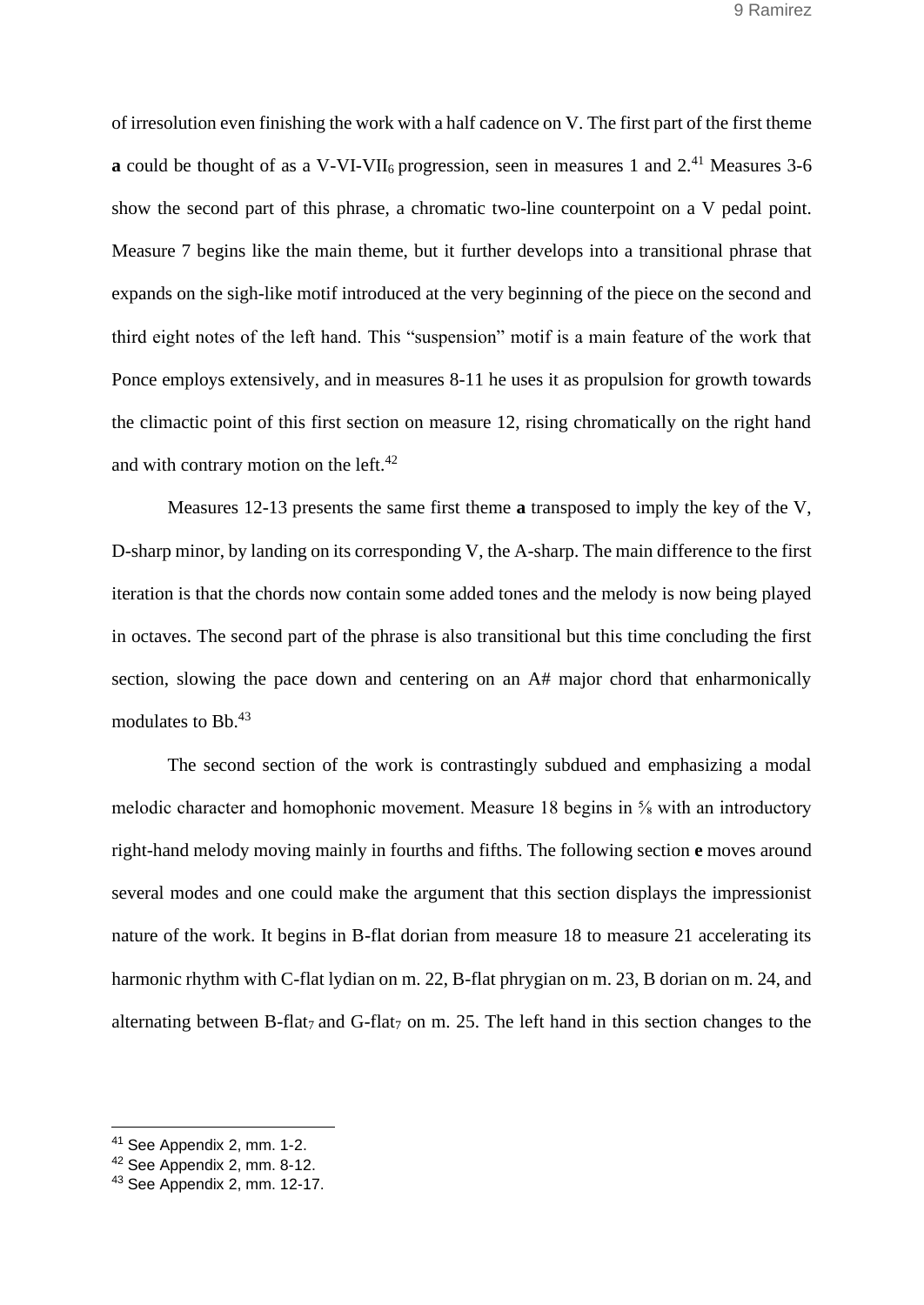of irresolution even finishing the work with a half cadence on V. The first part of the first theme **a** could be thought of as a V-VI-$VII_6$ progression, seen in measures 1 and 2.[41] Measures 3-6 show the second part of this phrase, a chromatic two-line counterpoint on a V pedal point. Measure 7 begins like the main theme, but it further develops into a transitional phrase that expands on the sigh-like motif introduced at the very beginning of the piece on the second and third eight notes of the left hand. This "suspension" motif is a main feature of the work that Ponce employs extensively, and in measures 8-11 he uses it as propulsion for growth towards the climactic point of this first section on measure 12, rising chromatically on the right hand and with contrary motion on the left.[42]

Measures 12-13 presents the same first theme **a** transposed to imply the key of the V, D-sharp minor, by landing on its corresponding V, the A-sharp. The main difference to the first iteration is that the chords now contain some added tones and the melody is now being played in octaves. The second part of the phrase is also transitional but this time concluding the first section, slowing the pace down and centering on an A# major chord that enharmonically modulates to Bb.[43]

The second section of the work is contrastingly subdued and emphasizing a modal melodic character and homophonic movement. Measure 18 begins in ⅝ with an introductory right-hand melody moving mainly in fourths and fifths. The following section **e** moves around several modes and one could make the argument that this section displays the impressionist nature of the work. It begins in B-flat dorian from measure 18 to measure 21 accelerating its harmonic rhythm with C-flat lydian on m. 22, B-flat phrygian on m. 23, B dorian on m. 24, and alternating between B-$flat_7$ and G-$flat_7$ on m. 25. The left hand in this section changes to the

---

[41] See Appendix 2, mm. 1-2.

[42] See Appendix 2, mm. 8-12.

[43] See Appendix 2, mm. 12-17.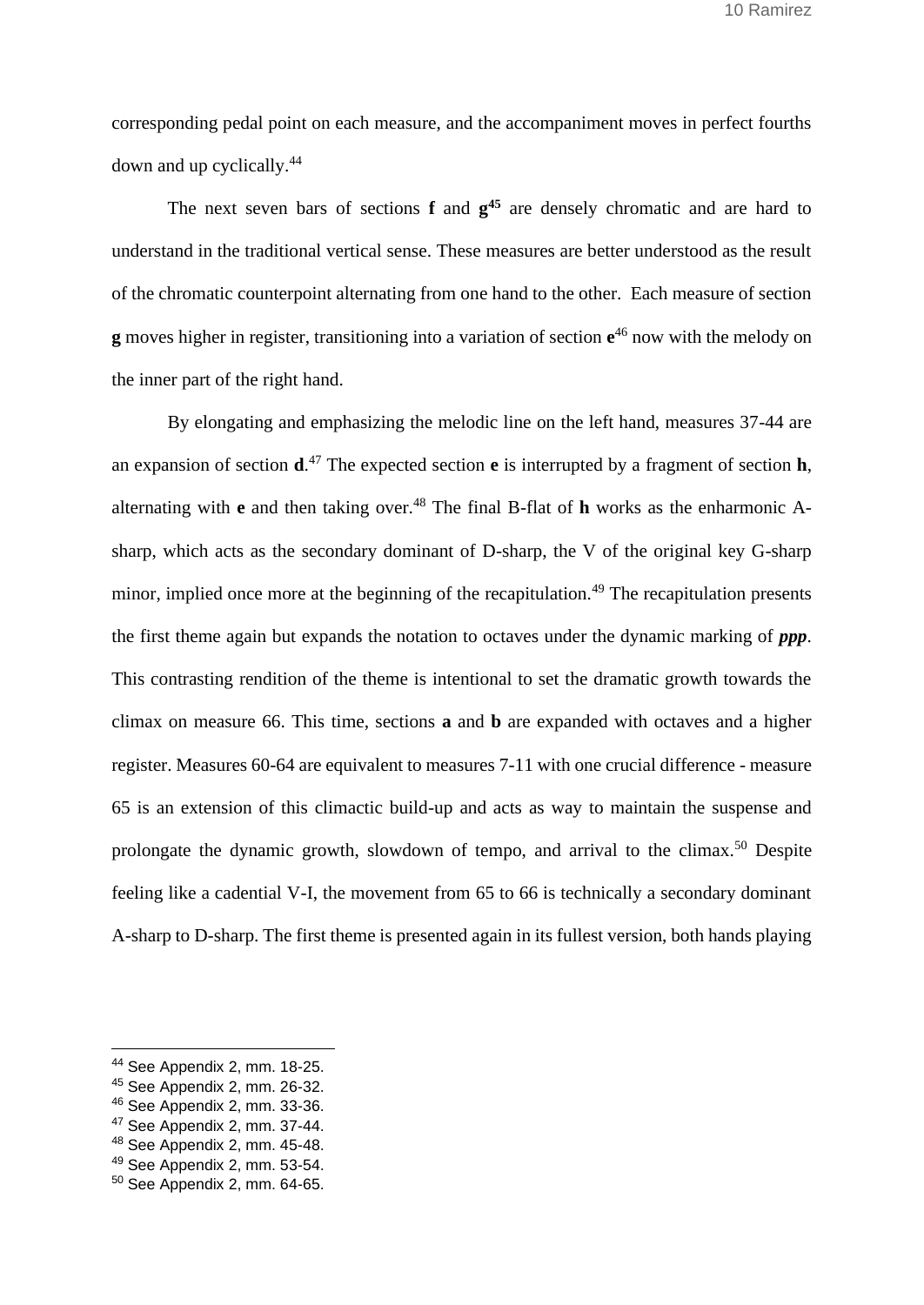corresponding pedal point on each measure, and the accompaniment moves in perfect fourths down and up cyclically.[44]

The next seven bars of sections **f** and **g**[45] are densely chromatic and are hard to understand in the traditional vertical sense. These measures are better understood as the result of the chromatic counterpoint alternating from one hand to the other. Each measure of section **g** moves higher in register, transitioning into a variation of section **e**[46] now with the melody on the inner part of the right hand.

By elongating and emphasizing the melodic line on the left hand, measures 37-44 are an expansion of section **d**.[47] The expected section **e** is interrupted by a fragment of section **h**, alternating with **e** and then taking over.[48] The final B-flat of **h** works as the enharmonic A-sharp, which acts as the secondary dominant of D-sharp, the V of the original key G-sharp minor, implied once more at the beginning of the recapitulation.[49] The recapitulation presents the first theme again but expands the notation to octaves under the dynamic marking of ***ppp***. This contrasting rendition of the theme is intentional to set the dramatic growth towards the climax on measure 66. This time, sections **a** and **b** are expanded with octaves and a higher register. Measures 60-64 are equivalent to measures 7-11 with one crucial difference - measure 65 is an extension of this climactic build-up and acts as way to maintain the suspense and prolongate the dynamic growth, slowdown of tempo, and arrival to the climax.[50] Despite feeling like a cadential V-I, the movement from 65 to 66 is technically a secondary dominant A-sharp to D-sharp. The first theme is presented again in its fullest version, both hands playing

---

[44] See Appendix 2, mm. 18-25.
[45] See Appendix 2, mm. 26-32.
[46] See Appendix 2, mm. 33-36.
[47] See Appendix 2, mm. 37-44.
[48] See Appendix 2, mm. 45-48.
[49] See Appendix 2, mm. 53-54.
[50] See Appendix 2, mm. 64-65.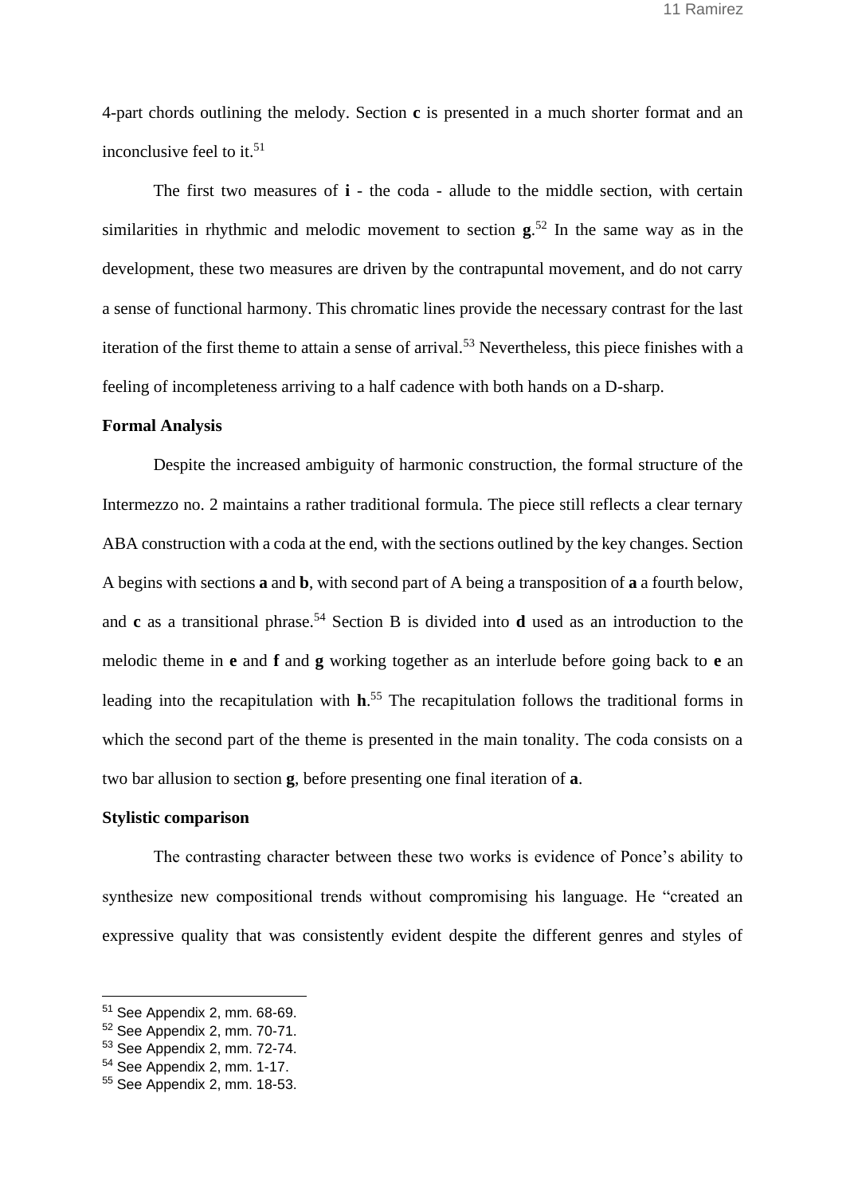4-part chords outlining the melody. Section **c** is presented in a much shorter format and an inconclusive feel to it.[51]

The first two measures of **i** - the coda - allude to the middle section, with certain similarities in rhythmic and melodic movement to section **g**.[52] In the same way as in the development, these two measures are driven by the contrapuntal movement, and do not carry a sense of functional harmony. This chromatic lines provide the necessary contrast for the last iteration of the first theme to attain a sense of arrival.[53] Nevertheless, this piece finishes with a feeling of incompleteness arriving to a half cadence with both hands on a D-sharp.

**Formal Analysis**

Despite the increased ambiguity of harmonic construction, the formal structure of the Intermezzo no. 2 maintains a rather traditional formula. The piece still reflects a clear ternary ABA construction with a coda at the end, with the sections outlined by the key changes. Section A begins with sections **a** and **b**, with second part of A being a transposition of **a** a fourth below, and **c** as a transitional phrase.[54] Section B is divided into **d** used as an introduction to the melodic theme in **e** and **f** and **g** working together as an interlude before going back to **e** an leading into the recapitulation with **h**.[55] The recapitulation follows the traditional forms in which the second part of the theme is presented in the main tonality. The coda consists on a two bar allusion to section **g**, before presenting one final iteration of **a**.

**Stylistic comparison**

The contrasting character between these two works is evidence of Ponce's ability to synthesize new compositional trends without compromising his language. He "created an expressive quality that was consistently evident despite the different genres and styles of

---

[51] See Appendix 2, mm. 68-69.
[52] See Appendix 2, mm. 70-71.
[53] See Appendix 2, mm. 72-74.
[54] See Appendix 2, mm. 1-17.
[55] See Appendix 2, mm. 18-53.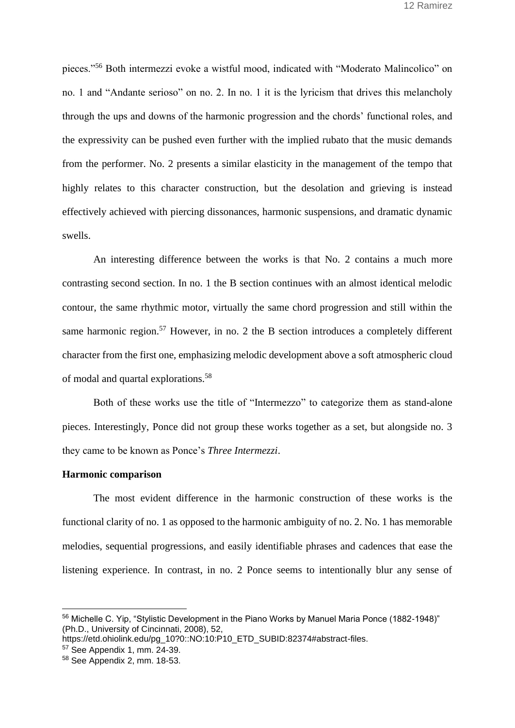pieces."[56] Both intermezzi evoke a wistful mood, indicated with "Moderato Malincolico" on no. 1 and "Andante serioso" on no. 2. In no. 1 it is the lyricism that drives this melancholy through the ups and downs of the harmonic progression and the chords' functional roles, and the expressivity can be pushed even further with the implied rubato that the music demands from the performer. No. 2 presents a similar elasticity in the management of the tempo that highly relates to this character construction, but the desolation and grieving is instead effectively achieved with piercing dissonances, harmonic suspensions, and dramatic dynamic swells.

An interesting difference between the works is that No. 2 contains a much more contrasting second section. In no. 1 the B section continues with an almost identical melodic contour, the same rhythmic motor, virtually the same chord progression and still within the same harmonic region.[57] However, in no. 2 the B section introduces a completely different character from the first one, emphasizing melodic development above a soft atmospheric cloud of modal and quartal explorations.[58]

Both of these works use the title of "Intermezzo" to categorize them as stand-alone pieces. Interestingly, Ponce did not group these works together as a set, but alongside no. 3 they came to be known as Ponce's *Three Intermezzi*.

**Harmonic comparison**

The most evident difference in the harmonic construction of these works is the functional clarity of no. 1 as opposed to the harmonic ambiguity of no. 2. No. 1 has memorable melodies, sequential progressions, and easily identifiable phrases and cadences that ease the listening experience. In contrast, in no. 2 Ponce seems to intentionally blur any sense of

---

[56] Michelle C. Yip, "Stylistic Development in the Piano Works by Manuel Maria Ponce (1882-1948)" (Ph.D., University of Cincinnati, 2008), 52, https://etd.ohiolink.edu/pg_10?0::NO:10:P10_ETD_SUBID:82374#abstract-files.

[57] See Appendix 1, mm. 24-39.

[58] See Appendix 2, mm. 18-53.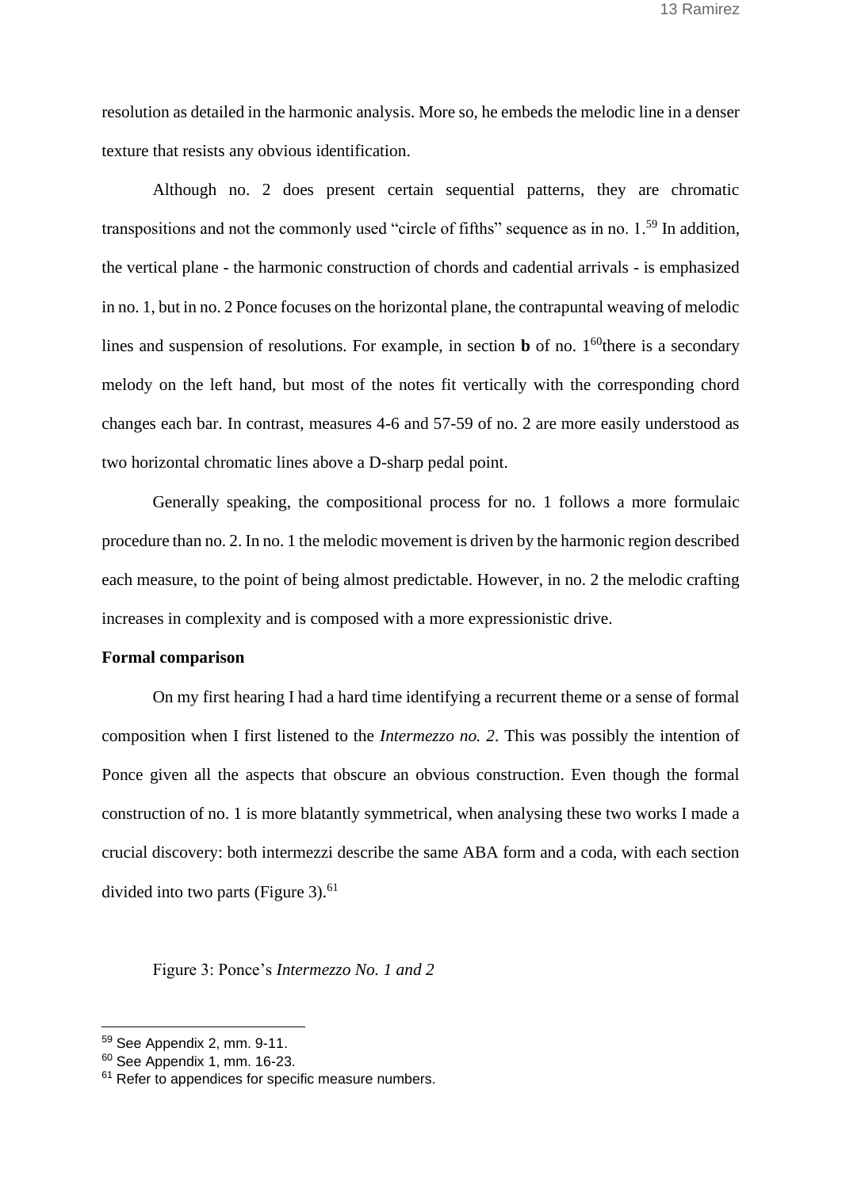resolution as detailed in the harmonic analysis. More so, he embeds the melodic line in a denser texture that resists any obvious identification.

Although no. 2 does present certain sequential patterns, they are chromatic transpositions and not the commonly used "circle of fifths" sequence as in no. 1.[59] In addition, the vertical plane - the harmonic construction of chords and cadential arrivals - is emphasized in no. 1, but in no. 2 Ponce focuses on the horizontal plane, the contrapuntal weaving of melodic lines and suspension of resolutions. For example, in section **b** of no. 1[60]there is a secondary melody on the left hand, but most of the notes fit vertically with the corresponding chord changes each bar. In contrast, measures 4-6 and 57-59 of no. 2 are more easily understood as two horizontal chromatic lines above a D-sharp pedal point.

Generally speaking, the compositional process for no. 1 follows a more formulaic procedure than no. 2. In no. 1 the melodic movement is driven by the harmonic region described each measure, to the point of being almost predictable. However, in no. 2 the melodic crafting increases in complexity and is composed with a more expressionistic drive.

**Formal comparison**

On my first hearing I had a hard time identifying a recurrent theme or a sense of formal composition when I first listened to the *Intermezzo no. 2*. This was possibly the intention of Ponce given all the aspects that obscure an obvious construction. Even though the formal construction of no. 1 is more blatantly symmetrical, when analysing these two works I made a crucial discovery: both intermezzi describe the same ABA form and a coda, with each section divided into two parts (Figure 3).[61]

Figure 3: Ponce's *Intermezzo No. 1 and 2*

---

[59] See Appendix 2, mm. 9-11.

[60] See Appendix 1, mm. 16-23.

[61] Refer to appendices for specific measure numbers.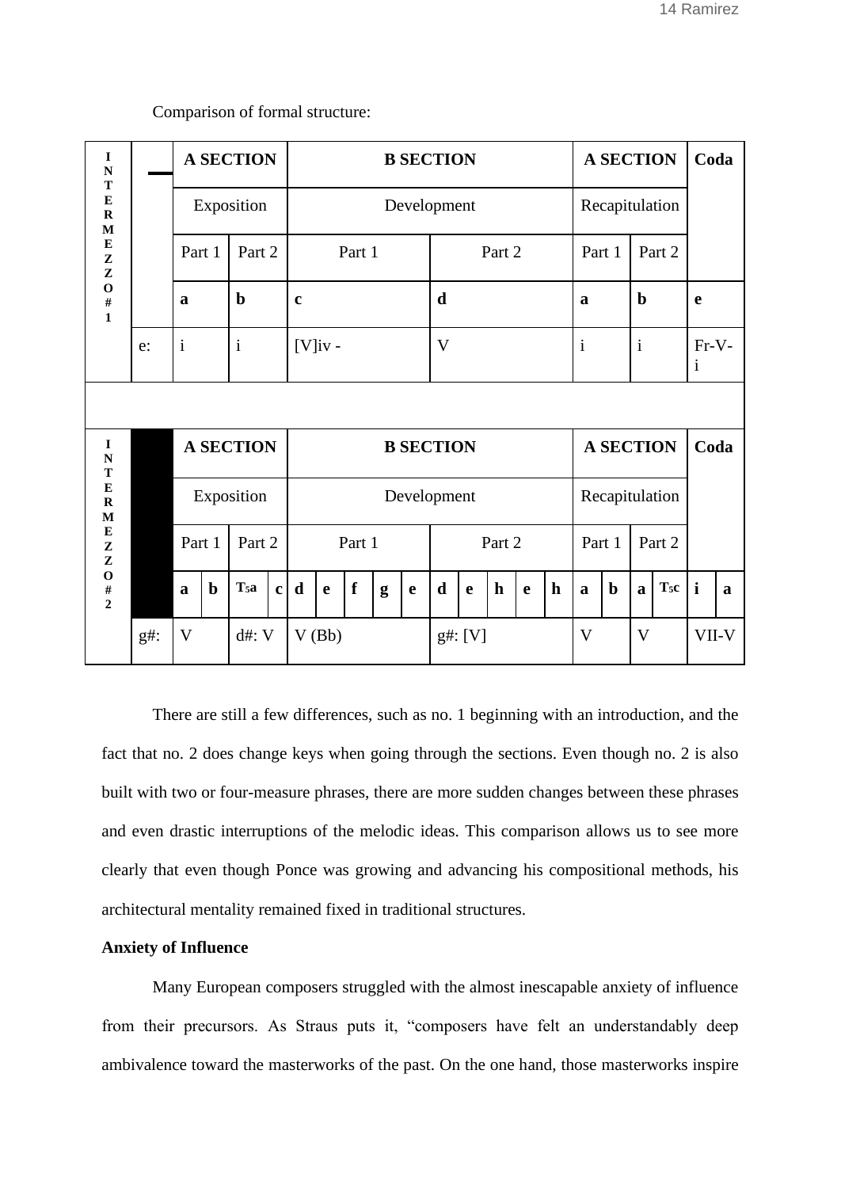Comparison of formal structure:

| INTERMEZZO #1 | | A SECTION | | B SECTION | | A SECTION | | Coda |
|---|---|---|---|---|---|---|---|---|
| | | Exposition | | Development | | Recapitulation | | |
| | | Part 1 | Part 2 | Part 1 | Part 2 | Part 1 | Part 2 | |
| | | **a** | **b** | **c** | **d** | **a** | **b** | **e** |
| | e: | i | i | [V]iv - | V | i | i | Fr-V-i |

| INTERMEZZO #2 | | A SECTION | | | | B SECTION | | | | | | | | | | A SECTION | | | | Coda | |
|---|---|---|---|---|---|---|---|---|---|---|---|---|---|---|---|---|---|---|---|---|---|
| | | Exposition | | | | Development | | | | | | | | | | Recapitulation | | | | | |
| | | Part 1 | | Part 2 | | Part 1 | | | | | Part 2 | | | | | Part 1 | | Part 2 | | | |
| | | **a** | **b** | **$T_5$a** | **c** | **d** | **e** | **f** | **g** | **e** | **d** | **e** | **h** | **e** | **h** | **a** | **b** | **a** | **$T_5$c** | **i** | **a** |
| | g#: | V | | d#: V | | V (Bb) | | | | | g#: [V] | | | | | V | | V | | VII-V | |

There are still a few differences, such as no. 1 beginning with an introduction, and the fact that no. 2 does change keys when going through the sections. Even though no. 2 is also built with two or four-measure phrases, there are more sudden changes between these phrases and even drastic interruptions of the melodic ideas. This comparison allows us to see more clearly that even though Ponce was growing and advancing his compositional methods, his architectural mentality remained fixed in traditional structures.

**Anxiety of Influence**

Many European composers struggled with the almost inescapable anxiety of influence from their precursors. As Straus puts it, "composers have felt an understandably deep ambivalence toward the masterworks of the past. On the one hand, those masterworks inspire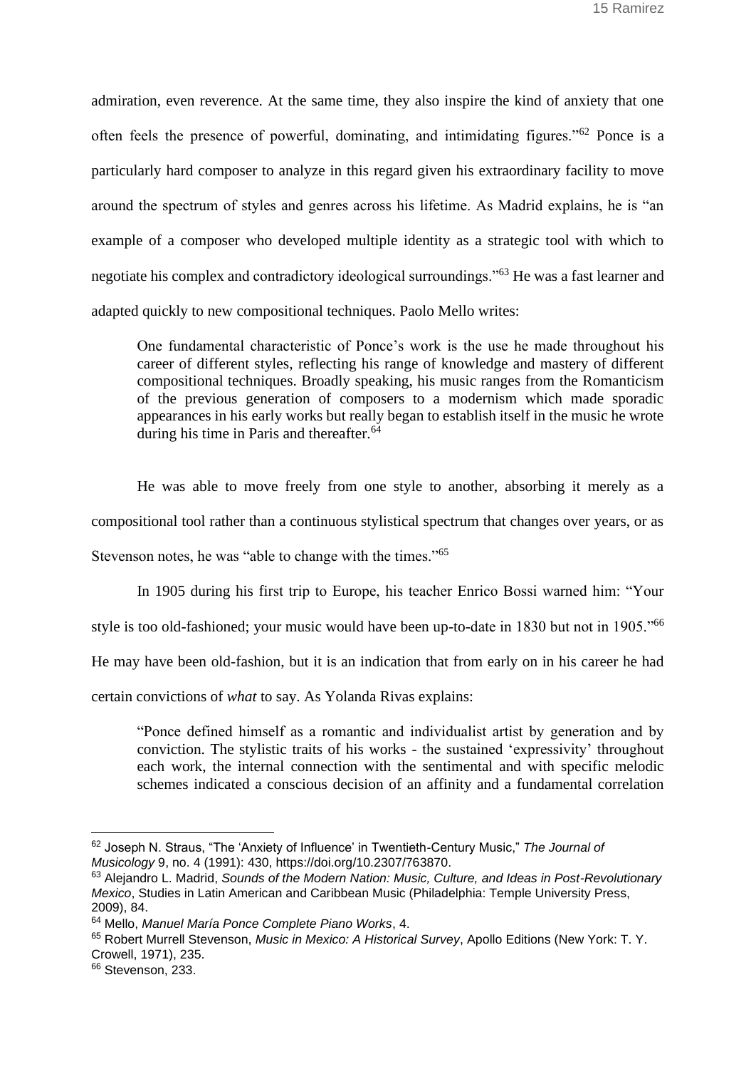admiration, even reverence. At the same time, they also inspire the kind of anxiety that one often feels the presence of powerful, dominating, and intimidating figures."[62] Ponce is a particularly hard composer to analyze in this regard given his extraordinary facility to move around the spectrum of styles and genres across his lifetime. As Madrid explains, he is "an example of a composer who developed multiple identity as a strategic tool with which to negotiate his complex and contradictory ideological surroundings."[63] He was a fast learner and adapted quickly to new compositional techniques. Paolo Mello writes:

> One fundamental characteristic of Ponce's work is the use he made throughout his career of different styles, reflecting his range of knowledge and mastery of different compositional techniques. Broadly speaking, his music ranges from the Romanticism of the previous generation of composers to a modernism which made sporadic appearances in his early works but really began to establish itself in the music he wrote during his time in Paris and thereafter.[64]

He was able to move freely from one style to another, absorbing it merely as a compositional tool rather than a continuous stylistical spectrum that changes over years, or as Stevenson notes, he was "able to change with the times."[65]

In 1905 during his first trip to Europe, his teacher Enrico Bossi warned him: "Your style is too old-fashioned; your music would have been up-to-date in 1830 but not in 1905."[66] He may have been old-fashion, but it is an indication that from early on in his career he had certain convictions of *what* to say. As Yolanda Rivas explains:

> "Ponce defined himself as a romantic and individualist artist by generation and by conviction. The stylistic traits of his works - the sustained 'expressivity' throughout each work, the internal connection with the sentimental and with specific melodic schemes indicated a conscious decision of an affinity and a fundamental correlation

---

[62] Joseph N. Straus, "The 'Anxiety of Influence' in Twentieth-Century Music," *The Journal of Musicology* 9, no. 4 (1991): 430, https://doi.org/10.2307/763870.

[63] Alejandro L. Madrid, *Sounds of the Modern Nation: Music, Culture, and Ideas in Post-Revolutionary Mexico*, Studies in Latin American and Caribbean Music (Philadelphia: Temple University Press, 2009), 84.

[64] Mello, *Manuel María Ponce Complete Piano Works*, 4.

[65] Robert Murrell Stevenson, *Music in Mexico: A Historical Survey*, Apollo Editions (New York: T. Y. Crowell, 1971), 235.

[66] Stevenson, 233.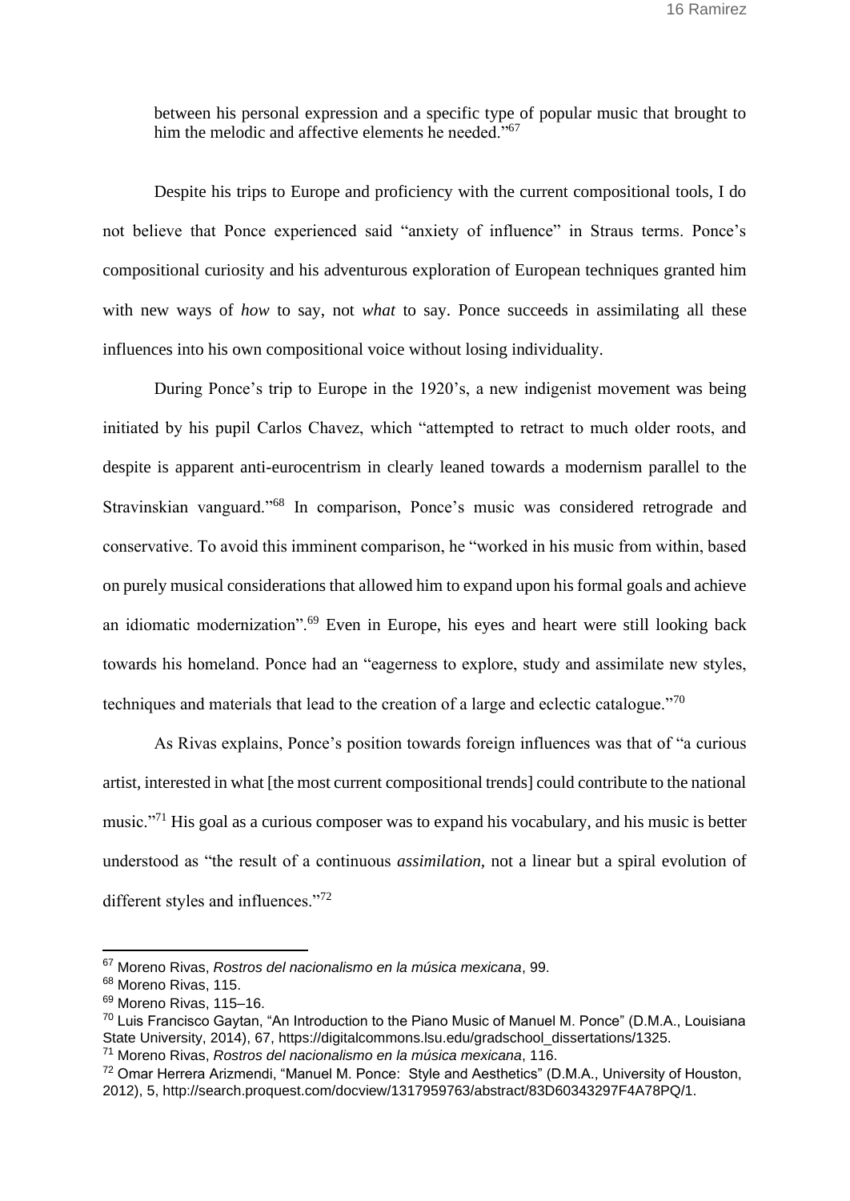between his personal expression and a specific type of popular music that brought to him the melodic and affective elements he needed."[67]

Despite his trips to Europe and proficiency with the current compositional tools, I do not believe that Ponce experienced said "anxiety of influence" in Straus terms. Ponce's compositional curiosity and his adventurous exploration of European techniques granted him with new ways of *how* to say, not *what* to say. Ponce succeeds in assimilating all these influences into his own compositional voice without losing individuality.

During Ponce's trip to Europe in the 1920's, a new indigenist movement was being initiated by his pupil Carlos Chavez, which "attempted to retract to much older roots, and despite is apparent anti-eurocentrism in clearly leaned towards a modernism parallel to the Stravinskian vanguard."[68] In comparison, Ponce's music was considered retrograde and conservative. To avoid this imminent comparison, he "worked in his music from within, based on purely musical considerations that allowed him to expand upon his formal goals and achieve an idiomatic modernization".[69] Even in Europe, his eyes and heart were still looking back towards his homeland. Ponce had an "eagerness to explore, study and assimilate new styles, techniques and materials that lead to the creation of a large and eclectic catalogue."[70]

As Rivas explains, Ponce's position towards foreign influences was that of "a curious artist, interested in what [the most current compositional trends] could contribute to the national music."[71] His goal as a curious composer was to expand his vocabulary, and his music is better understood as "the result of a continuous *assimilation*, not a linear but a spiral evolution of different styles and influences."[72]

---

[67] Moreno Rivas, *Rostros del nacionalismo en la música mexicana*, 99.

[68] Moreno Rivas, 115.

[69] Moreno Rivas, 115–16.

[70] Luis Francisco Gaytan, "An Introduction to the Piano Music of Manuel M. Ponce" (D.M.A., Louisiana State University, 2014), 67, https://digitalcommons.lsu.edu/gradschool_dissertations/1325.

[71] Moreno Rivas, *Rostros del nacionalismo en la música mexicana*, 116.

[72] Omar Herrera Arizmendi, "Manuel M. Ponce: Style and Aesthetics" (D.M.A., University of Houston, 2012), 5, http://search.proquest.com/docview/1317959763/abstract/83D60343297F4A78PQ/1.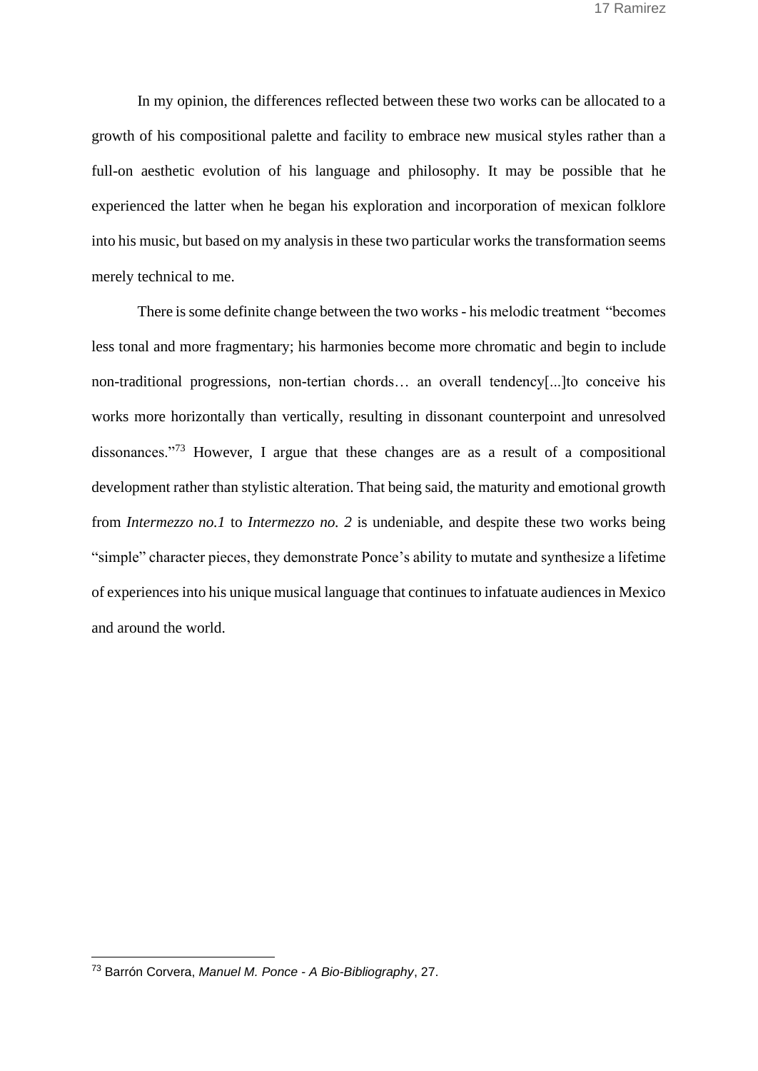In my opinion, the differences reflected between these two works can be allocated to a growth of his compositional palette and facility to embrace new musical styles rather than a full-on aesthetic evolution of his language and philosophy. It may be possible that he experienced the latter when he began his exploration and incorporation of mexican folklore into his music, but based on my analysis in these two particular works the transformation seems merely technical to me.

There is some definite change between the two works - his melodic treatment "becomes less tonal and more fragmentary; his harmonies become more chromatic and begin to include non-traditional progressions, non-tertian chords… an overall tendency[...]to conceive his works more horizontally than vertically, resulting in dissonant counterpoint and unresolved dissonances."[73] However, I argue that these changes are as a result of a compositional development rather than stylistic alteration. That being said, the maturity and emotional growth from *Intermezzo no.1* to *Intermezzo no. 2* is undeniable, and despite these two works being "simple" character pieces, they demonstrate Ponce's ability to mutate and synthesize a lifetime of experiences into his unique musical language that continues to infatuate audiences in Mexico and around the world.

---

[73] Barrón Corvera, *Manuel M. Ponce - A Bio-Bibliography*, 27.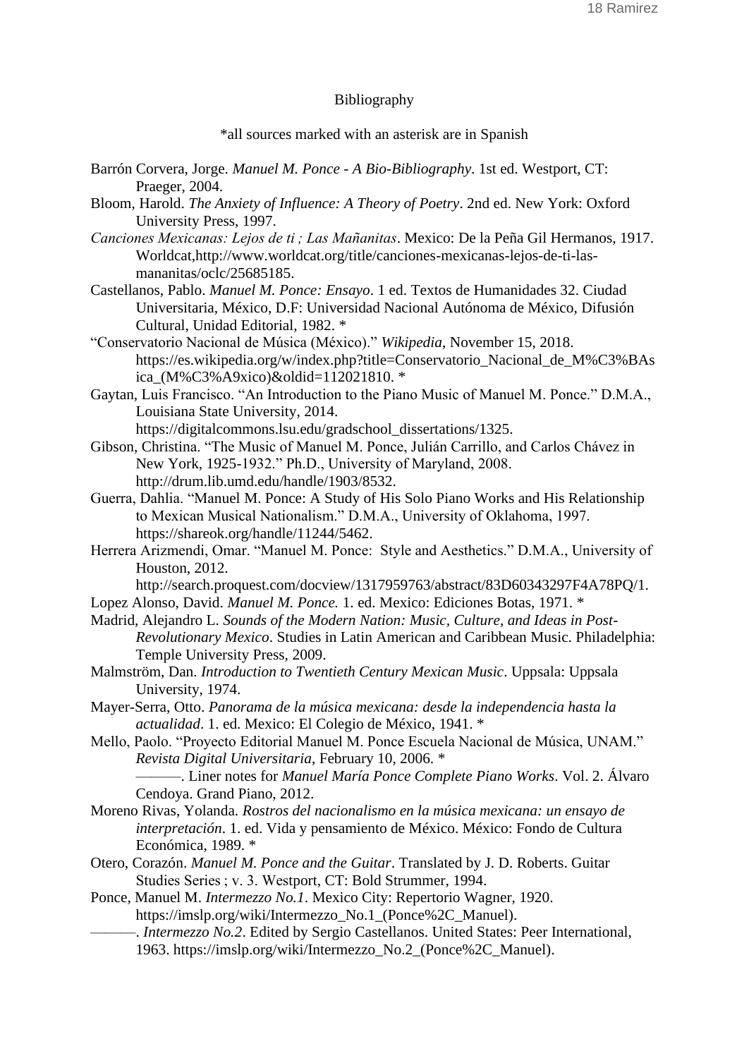Bibliography

*all sources marked with an asterisk are in Spanish

Barrón Corvera, Jorge. *Manuel M. Ponce - A Bio-Bibliography*. 1st ed. Westport, CT: Praeger, 2004.

Bloom, Harold. *The Anxiety of Influence: A Theory of Poetry*. 2nd ed. New York: Oxford University Press, 1997.

*Canciones Mexicanas: Lejos de ti ; Las Mañanitas*. Mexico: De la Peña Gil Hermanos, 1917. Worldcat,http://www.worldcat.org/title/canciones-mexicanas-lejos-de-ti-las-mananitas/oclc/25685185.

Castellanos, Pablo. *Manuel M. Ponce: Ensayo*. 1 ed. Textos de Humanidades 32. Ciudad Universitaria, México, D.F: Universidad Nacional Autónoma de México, Difusión Cultural, Unidad Editorial, 1982. *

"Conservatorio Nacional de Música (México)." *Wikipedia*, November 15, 2018. https://es.wikipedia.org/w/index.php?title=Conservatorio_Nacional_de_M%C3%BAsica_(M%C3%A9xico)&oldid=112021810. *

Gaytan, Luis Francisco. "An Introduction to the Piano Music of Manuel M. Ponce." D.M.A., Louisiana State University, 2014. https://digitalcommons.lsu.edu/gradschool_dissertations/1325.

Gibson, Christina. "The Music of Manuel M. Ponce, Julián Carrillo, and Carlos Chávez in New York, 1925-1932." Ph.D., University of Maryland, 2008. http://drum.lib.umd.edu/handle/1903/8532.

Guerra, Dahlia. "Manuel M. Ponce: A Study of His Solo Piano Works and His Relationship to Mexican Musical Nationalism." D.M.A., University of Oklahoma, 1997. https://shareok.org/handle/11244/5462.

Herrera Arizmendi, Omar. "Manuel M. Ponce: Style and Aesthetics." D.M.A., University of Houston, 2012. http://search.proquest.com/docview/1317959763/abstract/83D60343297F4A78PQ/1.

Lopez Alonso, David. *Manuel M. Ponce.* 1. ed. Mexico: Ediciones Botas, 1971. *

Madrid, Alejandro L. *Sounds of the Modern Nation: Music, Culture, and Ideas in Post-Revolutionary Mexico*. Studies in Latin American and Caribbean Music. Philadelphia: Temple University Press, 2009.

Malmström, Dan. *Introduction to Twentieth Century Mexican Music*. Uppsala: Uppsala University, 1974.

Mayer-Serra, Otto. *Panorama de la música mexicana: desde la independencia hasta la actualidad*. 1. ed. Mexico: El Colegio de México, 1941. *

Mello, Paolo. "Proyecto Editorial Manuel M. Ponce Escuela Nacional de Música, UNAM." *Revista Digital Universitaria*, February 10, 2006. *

———. Liner notes for *Manuel María Ponce Complete Piano Works*. Vol. 2. Álvaro Cendoya. Grand Piano, 2012.

Moreno Rivas, Yolanda. *Rostros del nacionalismo en la música mexicana: un ensayo de interpretación*. 1. ed. Vida y pensamiento de México. México: Fondo de Cultura Económica, 1989. *

Otero, Corazón. *Manuel M. Ponce and the Guitar*. Translated by J. D. Roberts. Guitar Studies Series ; v. 3. Westport, CT: Bold Strummer, 1994.

Ponce, Manuel M. *Intermezzo No.1*. Mexico City: Repertorio Wagner, 1920. https://imslp.org/wiki/Intermezzo_No.1_(Ponce%2C_Manuel).

———. *Intermezzo No.2*. Edited by Sergio Castellanos. United States: Peer International, 1963. https://imslp.org/wiki/Intermezzo_No.2_(Ponce%2C_Manuel).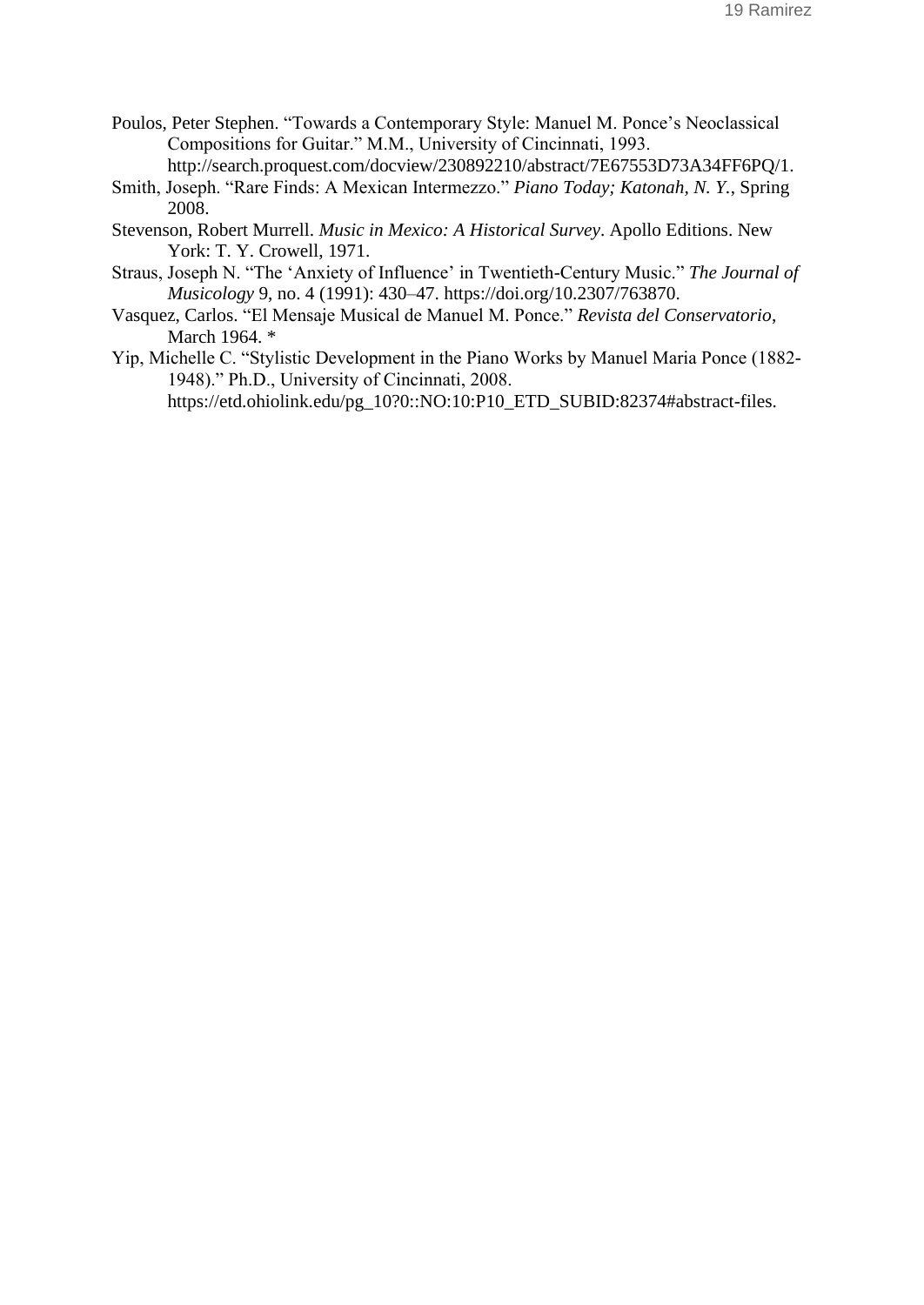Poulos, Peter Stephen. "Towards a Contemporary Style: Manuel M. Ponce's Neoclassical Compositions for Guitar." M.M., University of Cincinnati, 1993. http://search.proquest.com/docview/230892210/abstract/7E67553D73A34FF6PQ/1.

Smith, Joseph. "Rare Finds: A Mexican Intermezzo." *Piano Today; Katonah, N. Y.*, Spring 2008.

Stevenson, Robert Murrell. *Music in Mexico: A Historical Survey*. Apollo Editions. New York: T. Y. Crowell, 1971.

Straus, Joseph N. "The 'Anxiety of Influence' in Twentieth-Century Music." *The Journal of Musicology* 9, no. 4 (1991): 430–47. https://doi.org/10.2307/763870.

Vasquez, Carlos. "El Mensaje Musical de Manuel M. Ponce." *Revista del Conservatorio*, March 1964. *

Yip, Michelle C. "Stylistic Development in the Piano Works by Manuel Maria Ponce (1882-1948)." Ph.D., University of Cincinnati, 2008. https://etd.ohiolink.edu/pg_10?0::NO:10:P10_ETD_SUBID:82374#abstract-files.